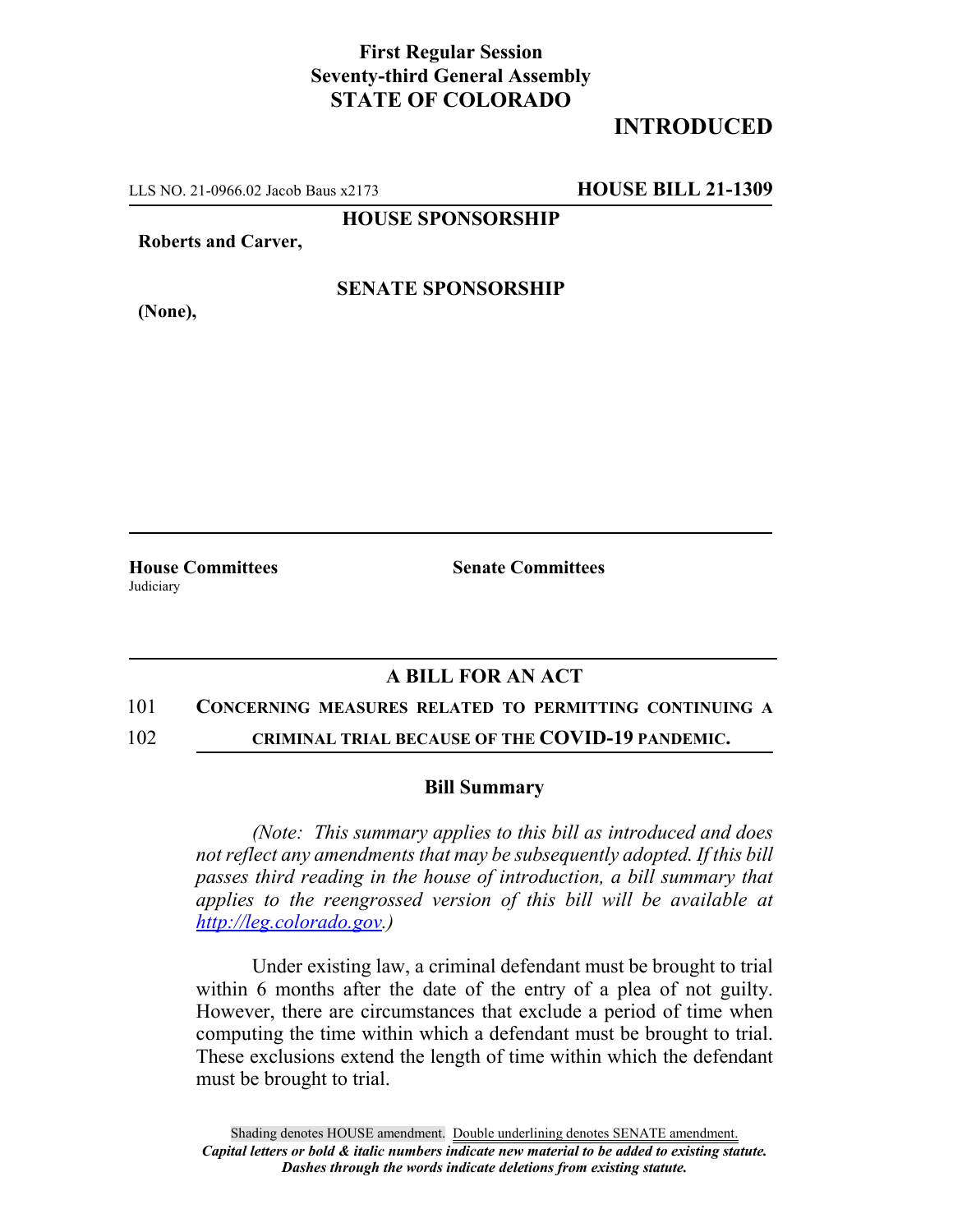**First Regular Session**
**Seventy-third General Assembly**
**STATE OF COLORADO**

# INTRODUCED

LLS NO. 21-0966.02 Jacob Baus x2173 **HOUSE BILL 21-1309**

**HOUSE SPONSORSHIP**

**Roberts and Carver,**

**SENATE SPONSORSHIP**

**(None),**

**House Committees**
Judiciary

**Senate Committees**

## A BILL FOR AN ACT

101 **CONCERNING MEASURES RELATED TO PERMITTING CONTINUING A**
102 **CRIMINAL TRIAL BECAUSE OF THE COVID-19 PANDEMIC.**

### Bill Summary

*(Note: This summary applies to this bill as introduced and does not reflect any amendments that may be subsequently adopted. If this bill passes third reading in the house of introduction, a bill summary that applies to the reengrossed version of this bill will be available at http://leg.colorado.gov.)*

Under existing law, a criminal defendant must be brought to trial within 6 months after the date of the entry of a plea of not guilty. However, there are circumstances that exclude a period of time when computing the time within which a defendant must be brought to trial. These exclusions extend the length of time within which the defendant must be brought to trial.

Shading denotes HOUSE amendment. Double underlining denotes SENATE amendment.
*Capital letters or bold & italic numbers indicate new material to be added to existing statute.*
*Dashes through the words indicate deletions from existing statute.*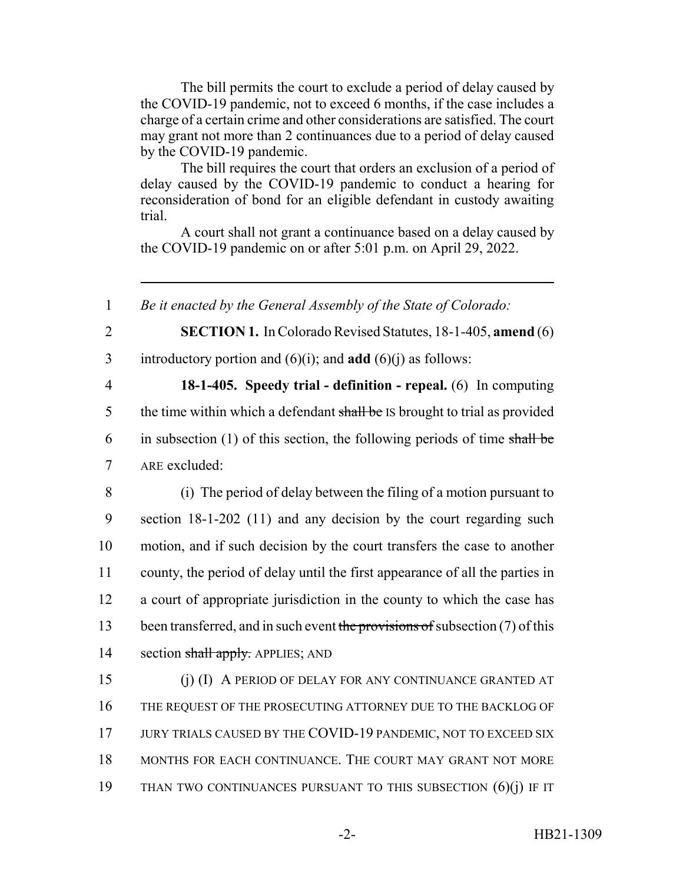The bill permits the court to exclude a period of delay caused by the COVID-19 pandemic, not to exceed 6 months, if the case includes a charge of a certain crime and other considerations are satisfied. The court may grant not more than 2 continuances due to a period of delay caused by the COVID-19 pandemic.

The bill requires the court that orders an exclusion of a period of delay caused by the COVID-19 pandemic to conduct a hearing for reconsideration of bond for an eligible defendant in custody awaiting trial.

A court shall not grant a continuance based on a delay caused by the COVID-19 pandemic on or after 5:01 p.m. on April 29, 2022.

---

1 *Be it enacted by the General Assembly of the State of Colorado:*

2 **SECTION 1.** In Colorado Revised Statutes, 18-1-405, **amend** (6)
3 introductory portion and (6)(i); and **add** (6)(j) as follows:

4 **18-1-405. Speedy trial - definition - repeal.** (6) In computing
5 the time within which a defendant ~~shall be~~ IS brought to trial as provided
6 in subsection (1) of this section, the following periods of time ~~shall be~~
7 ARE excluded:

8 (i) The period of delay between the filing of a motion pursuant to
9 section 18-1-202 (11) and any decision by the court regarding such
10 motion, and if such decision by the court transfers the case to another
11 county, the period of delay until the first appearance of all the parties in
12 a court of appropriate jurisdiction in the county to which the case has
13 been transferred, and in such event ~~the provisions of~~ subsection (7) of this
14 section ~~shall apply.~~ APPLIES; AND

15 (j) (I) A PERIOD OF DELAY FOR ANY CONTINUANCE GRANTED AT
16 THE REQUEST OF THE PROSECUTING ATTORNEY DUE TO THE BACKLOG OF
17 JURY TRIALS CAUSED BY THE COVID-19 PANDEMIC, NOT TO EXCEED SIX
18 MONTHS FOR EACH CONTINUANCE. THE COURT MAY GRANT NOT MORE
19 THAN TWO CONTINUANCES PURSUANT TO THIS SUBSECTION (6)(j) IF IT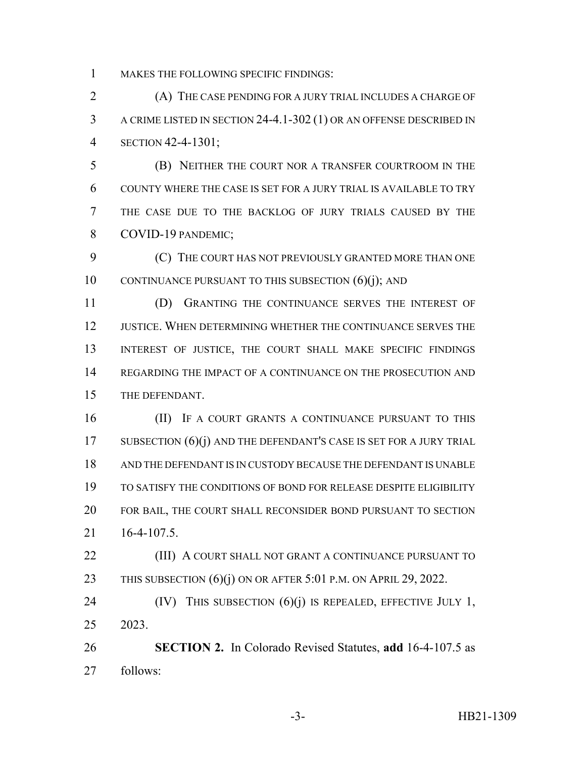MAKES THE FOLLOWING SPECIFIC FINDINGS:

(A) THE CASE PENDING FOR A JURY TRIAL INCLUDES A CHARGE OF A CRIME LISTED IN SECTION 24-4.1-302 (1) OR AN OFFENSE DESCRIBED IN SECTION 42-4-1301;

(B) NEITHER THE COURT NOR A TRANSFER COURTROOM IN THE COUNTY WHERE THE CASE IS SET FOR A JURY TRIAL IS AVAILABLE TO TRY THE CASE DUE TO THE BACKLOG OF JURY TRIALS CAUSED BY THE COVID-19 PANDEMIC;

(C) THE COURT HAS NOT PREVIOUSLY GRANTED MORE THAN ONE CONTINUANCE PURSUANT TO THIS SUBSECTION (6)(j); AND

(D) GRANTING THE CONTINUANCE SERVES THE INTEREST OF JUSTICE. WHEN DETERMINING WHETHER THE CONTINUANCE SERVES THE INTEREST OF JUSTICE, THE COURT SHALL MAKE SPECIFIC FINDINGS REGARDING THE IMPACT OF A CONTINUANCE ON THE PROSECUTION AND THE DEFENDANT.

(II) IF A COURT GRANTS A CONTINUANCE PURSUANT TO THIS SUBSECTION (6)(j) AND THE DEFENDANT'S CASE IS SET FOR A JURY TRIAL AND THE DEFENDANT IS IN CUSTODY BECAUSE THE DEFENDANT IS UNABLE TO SATISFY THE CONDITIONS OF BOND FOR RELEASE DESPITE ELIGIBILITY FOR BAIL, THE COURT SHALL RECONSIDER BOND PURSUANT TO SECTION 16-4-107.5.

(III) A COURT SHALL NOT GRANT A CONTINUANCE PURSUANT TO THIS SUBSECTION (6)(j) ON OR AFTER 5:01 P.M. ON APRIL 29, 2022.

(IV) THIS SUBSECTION (6)(j) IS REPEALED, EFFECTIVE JULY 1, 2023.

**SECTION 2.** In Colorado Revised Statutes, **add** 16-4-107.5 as follows: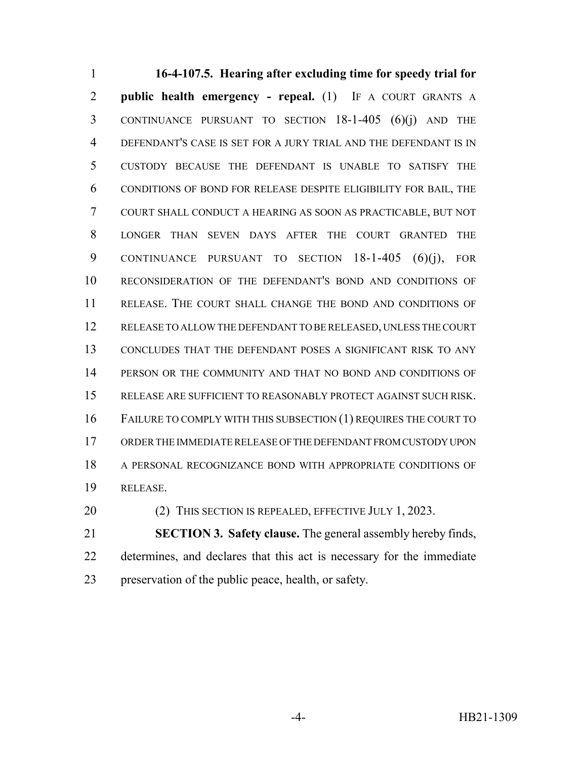**16-4-107.5. Hearing after excluding time for speedy trial for public health emergency - repeal.** (1) IF A COURT GRANTS A CONTINUANCE PURSUANT TO SECTION 18-1-405 (6)(j) AND THE DEFENDANT'S CASE IS SET FOR A JURY TRIAL AND THE DEFENDANT IS IN CUSTODY BECAUSE THE DEFENDANT IS UNABLE TO SATISFY THE CONDITIONS OF BOND FOR RELEASE DESPITE ELIGIBILITY FOR BAIL, THE COURT SHALL CONDUCT A HEARING AS SOON AS PRACTICABLE, BUT NOT LONGER THAN SEVEN DAYS AFTER THE COURT GRANTED THE CONTINUANCE PURSUANT TO SECTION 18-1-405 (6)(j), FOR RECONSIDERATION OF THE DEFENDANT'S BOND AND CONDITIONS OF RELEASE. THE COURT SHALL CHANGE THE BOND AND CONDITIONS OF RELEASE TO ALLOW THE DEFENDANT TO BE RELEASED, UNLESS THE COURT CONCLUDES THAT THE DEFENDANT POSES A SIGNIFICANT RISK TO ANY PERSON OR THE COMMUNITY AND THAT NO BOND AND CONDITIONS OF RELEASE ARE SUFFICIENT TO REASONABLY PROTECT AGAINST SUCH RISK. FAILURE TO COMPLY WITH THIS SUBSECTION (1) REQUIRES THE COURT TO ORDER THE IMMEDIATE RELEASE OF THE DEFENDANT FROM CUSTODY UPON A PERSONAL RECOGNIZANCE BOND WITH APPROPRIATE CONDITIONS OF RELEASE.

(2) THIS SECTION IS REPEALED, EFFECTIVE JULY 1, 2023.

**SECTION 3. Safety clause.** The general assembly hereby finds, determines, and declares that this act is necessary for the immediate preservation of the public peace, health, or safety.